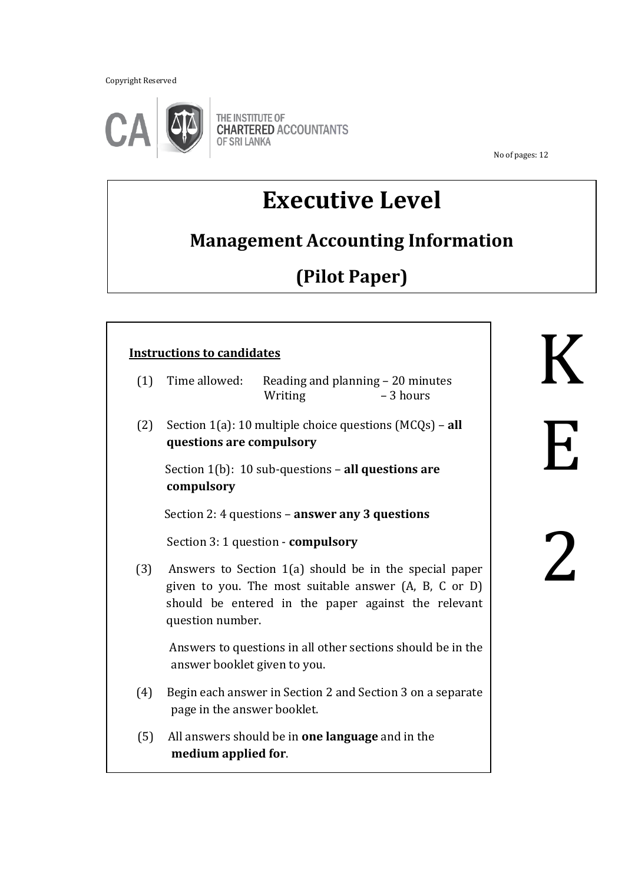Copyright Reserved

THE INSTITUTE OF CHARTERED ACCOUNTANTS OF SRI LANKA

No of pages: 12

# Executive Level

## Management Accounting Information

## (Pilot Paper)

**KE2**

**Instructions to candidates**

(1) Time allowed: Reading and planning – 20 minutes
Writing – 3 hours

(2) Section 1(a): 10 multiple choice questions (MCQs) – **all questions are compulsory**

Section 1(b): 10 sub-questions – **all questions are compulsory**

Section 2: 4 questions – **answer any 3 questions**

Section 3: 1 question - **compulsory**

(3) Answers to Section 1(a) should be in the special paper given to you. The most suitable answer (A, B, C or D) should be entered in the paper against the relevant question number.

Answers to questions in all other sections should be in the answer booklet given to you.

(4) Begin each answer in Section 2 and Section 3 on a separate page in the answer booklet.

(5) All answers should be in **one language** and in the **medium applied for**.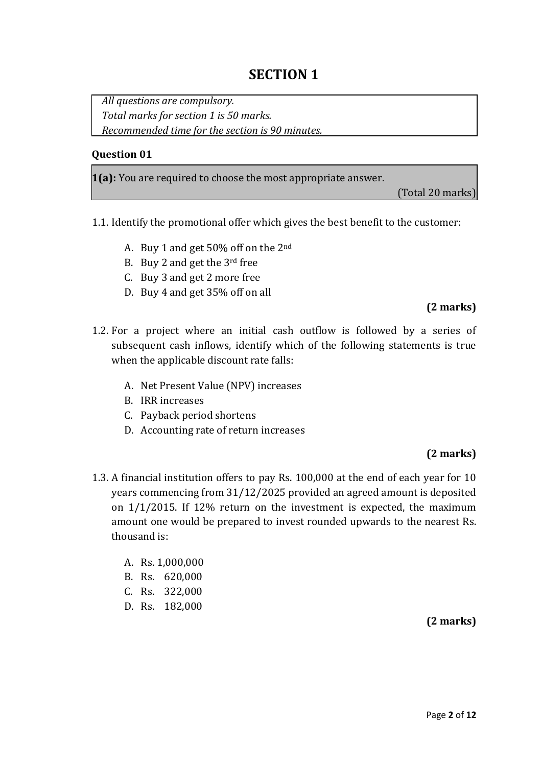# SECTION 1

*All questions are compulsory.*
*Total marks for section 1 is 50 marks.*
*Recommended time for the section is 90 minutes.*

**Question 01**

**1(a):** You are required to choose the most appropriate answer.

(Total 20 marks)

1.1. Identify the promotional offer which gives the best benefit to the customer:

A. Buy 1 and get 50% off on the 2nd
B. Buy 2 and get the 3rd free
C. Buy 3 and get 2 more free
D. Buy 4 and get 35% off on all

**(2 marks)**

1.2. For a project where an initial cash outflow is followed by a series of subsequent cash inflows, identify which of the following statements is true when the applicable discount rate falls:

A. Net Present Value (NPV) increases
B. IRR increases
C. Payback period shortens
D. Accounting rate of return increases

**(2 marks)**

1.3. A financial institution offers to pay Rs. 100,000 at the end of each year for 10 years commencing from 31/12/2025 provided an agreed amount is deposited on 1/1/2015. If 12% return on the investment is expected, the maximum amount one would be prepared to invest rounded upwards to the nearest Rs. thousand is:

A. Rs. 1,000,000
B. Rs. 620,000
C. Rs. 322,000
D. Rs. 182,000

**(2 marks)**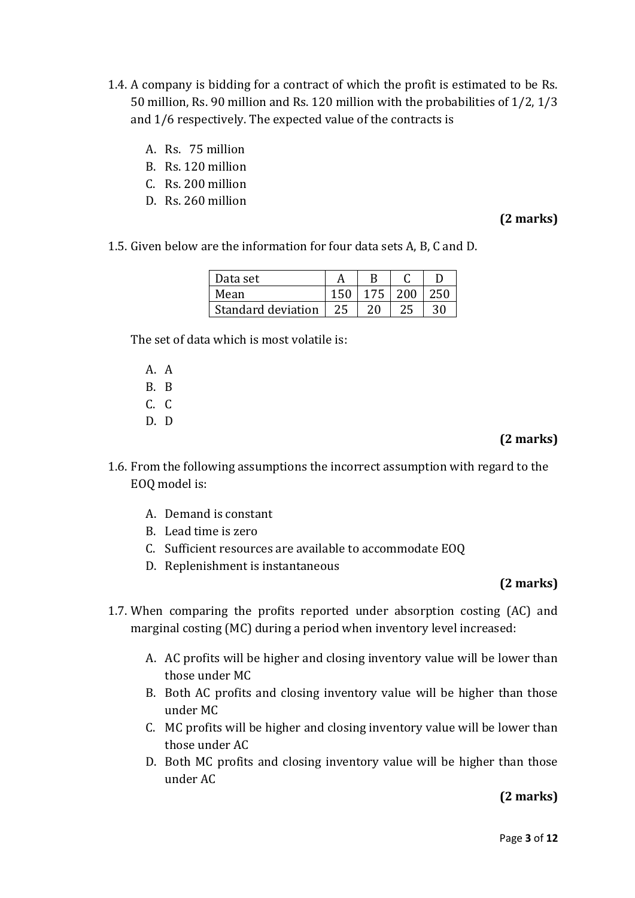1.4. A company is bidding for a contract of which the profit is estimated to be Rs. 50 million, Rs. 90 million and Rs. 120 million with the probabilities of 1/2, 1/3 and 1/6 respectively. The expected value of the contracts is

A. Rs. 75 million
B. Rs. 120 million
C. Rs. 200 million
D. Rs. 260 million

**(2 marks)**

1.5. Given below are the information for four data sets A, B, C and D.

| Data set | A | B | C | D |
|---|---|---|---|---|
| Mean | 150 | 175 | 200 | 250 |
| Standard deviation | 25 | 20 | 25 | 30 |

The set of data which is most volatile is:

A. A
B. B
C. C
D. D

**(2 marks)**

1.6. From the following assumptions the incorrect assumption with regard to the EOQ model is:

A. Demand is constant
B. Lead time is zero
C. Sufficient resources are available to accommodate EOQ
D. Replenishment is instantaneous

**(2 marks)**

1.7. When comparing the profits reported under absorption costing (AC) and marginal costing (MC) during a period when inventory level increased:

A. AC profits will be higher and closing inventory value will be lower than those under MC
B. Both AC profits and closing inventory value will be higher than those under MC
C. MC profits will be higher and closing inventory value will be lower than those under AC
D. Both MC profits and closing inventory value will be higher than those under AC

**(2 marks)**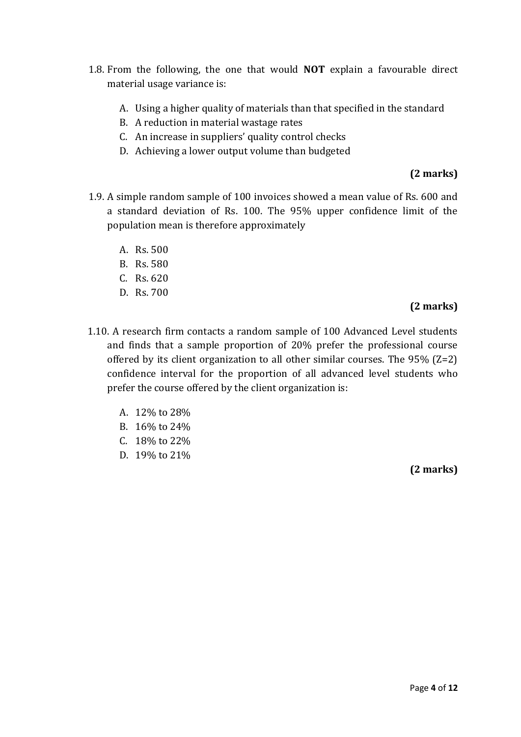1.8. From the following, the one that would **NOT** explain a favourable direct material usage variance is:

A. Using a higher quality of materials than that specified in the standard
B. A reduction in material wastage rates
C. An increase in suppliers' quality control checks
D. Achieving a lower output volume than budgeted

**(2 marks)**

1.9. A simple random sample of 100 invoices showed a mean value of Rs. 600 and a standard deviation of Rs. 100. The 95% upper confidence limit of the population mean is therefore approximately

A. Rs. 500
B. Rs. 580
C. Rs. 620
D. Rs. 700

**(2 marks)**

1.10. A research firm contacts a random sample of 100 Advanced Level students and finds that a sample proportion of 20% prefer the professional course offered by its client organization to all other similar courses. The 95% (Z=2) confidence interval for the proportion of all advanced level students who prefer the course offered by the client organization is:

A. 12% to 28%
B. 16% to 24%
C. 18% to 22%
D. 19% to 21%

**(2 marks)**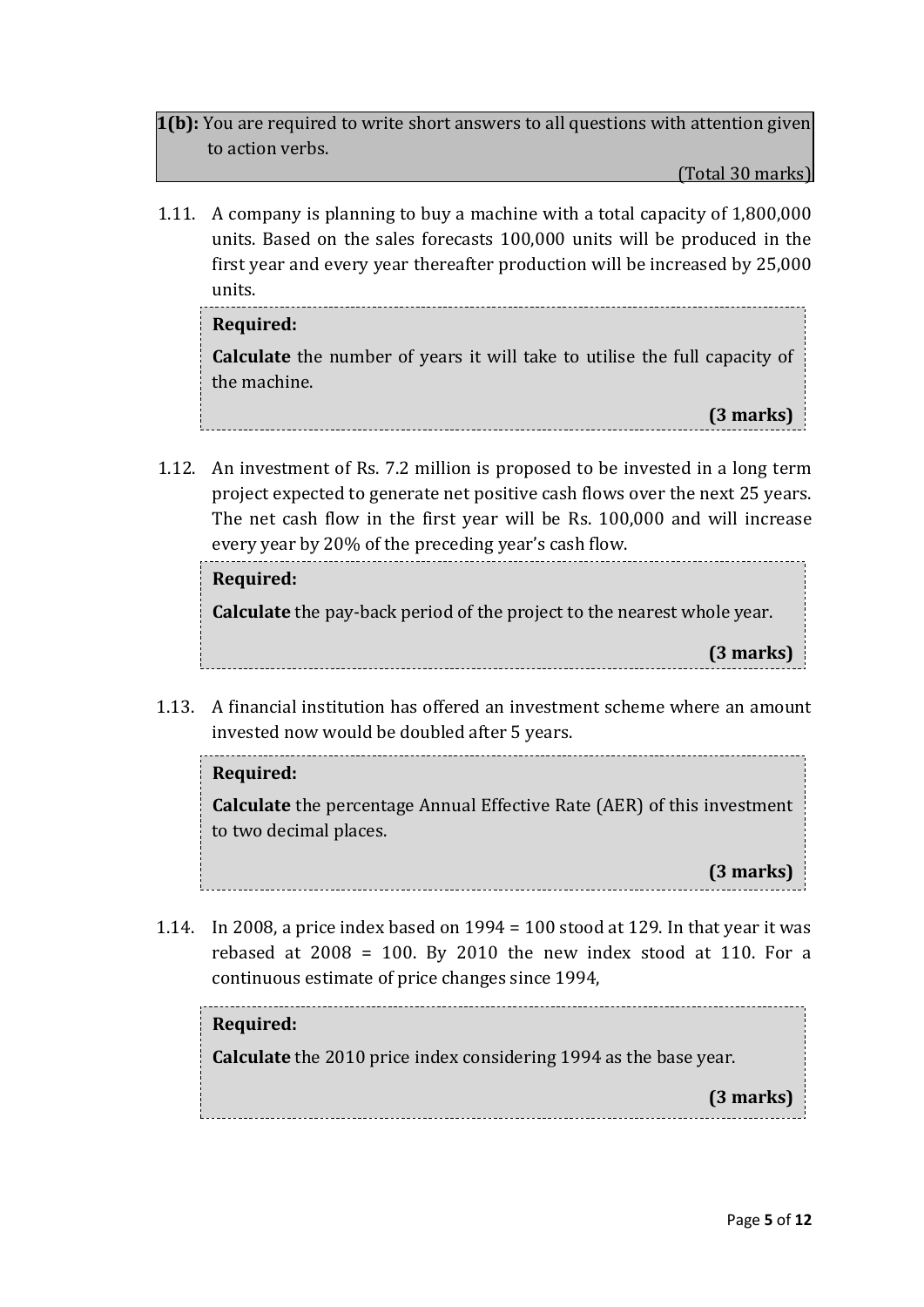**1(b):** You are required to write short answers to all questions with attention given to action verbs.

(Total 30 marks)

1.11. A company is planning to buy a machine with a total capacity of 1,800,000 units. Based on the sales forecasts 100,000 units will be produced in the first year and every year thereafter production will be increased by 25,000 units.

> **Required:**
>
> **Calculate** the number of years it will take to utilise the full capacity of the machine.
>
> **(3 marks)**

1.12. An investment of Rs. 7.2 million is proposed to be invested in a long term project expected to generate net positive cash flows over the next 25 years. The net cash flow in the first year will be Rs. 100,000 and will increase every year by 20% of the preceding year's cash flow.

> **Required:**
>
> **Calculate** the pay-back period of the project to the nearest whole year.
>
> **(3 marks)**

1.13. A financial institution has offered an investment scheme where an amount invested now would be doubled after 5 years.

> **Required:**
>
> **Calculate** the percentage Annual Effective Rate (AER) of this investment to two decimal places.
>
> **(3 marks)**

1.14. In 2008, a price index based on 1994 = 100 stood at 129. In that year it was rebased at 2008 = 100. By 2010 the new index stood at 110. For a continuous estimate of price changes since 1994,

> **Required:**
>
> **Calculate** the 2010 price index considering 1994 as the base year.
>
> **(3 marks)**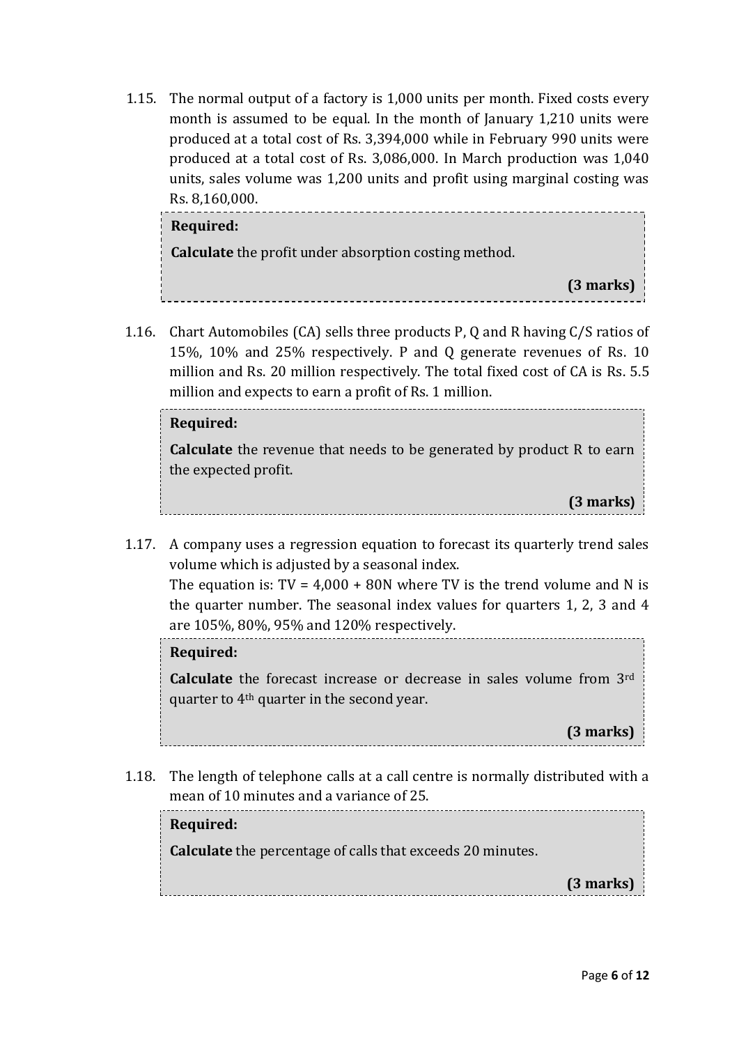1.15. The normal output of a factory is 1,000 units per month. Fixed costs every month is assumed to be equal. In the month of January 1,210 units were produced at a total cost of Rs. 3,394,000 while in February 990 units were produced at a total cost of Rs. 3,086,000. In March production was 1,040 units, sales volume was 1,200 units and profit using marginal costing was Rs. 8,160,000.

> **Required:**
>
> **Calculate** the profit under absorption costing method.
>
> **(3 marks)**

1.16. Chart Automobiles (CA) sells three products P, Q and R having C/S ratios of 15%, 10% and 25% respectively. P and Q generate revenues of Rs. 10 million and Rs. 20 million respectively. The total fixed cost of CA is Rs. 5.5 million and expects to earn a profit of Rs. 1 million.

> **Required:**
>
> **Calculate** the revenue that needs to be generated by product R to earn the expected profit.
>
> **(3 marks)**

1.17. A company uses a regression equation to forecast its quarterly trend sales volume which is adjusted by a seasonal index.
The equation is: $TV = 4{,}000 + 80N$ where TV is the trend volume and N is the quarter number. The seasonal index values for quarters 1, 2, 3 and 4 are 105%, 80%, 95% and 120% respectively.

> **Required:**
>
> **Calculate** the forecast increase or decrease in sales volume from 3rd quarter to 4th quarter in the second year.
>
> **(3 marks)**

1.18. The length of telephone calls at a call centre is normally distributed with a mean of 10 minutes and a variance of 25.

> **Required:**
>
> **Calculate** the percentage of calls that exceeds 20 minutes.
>
> **(3 marks)**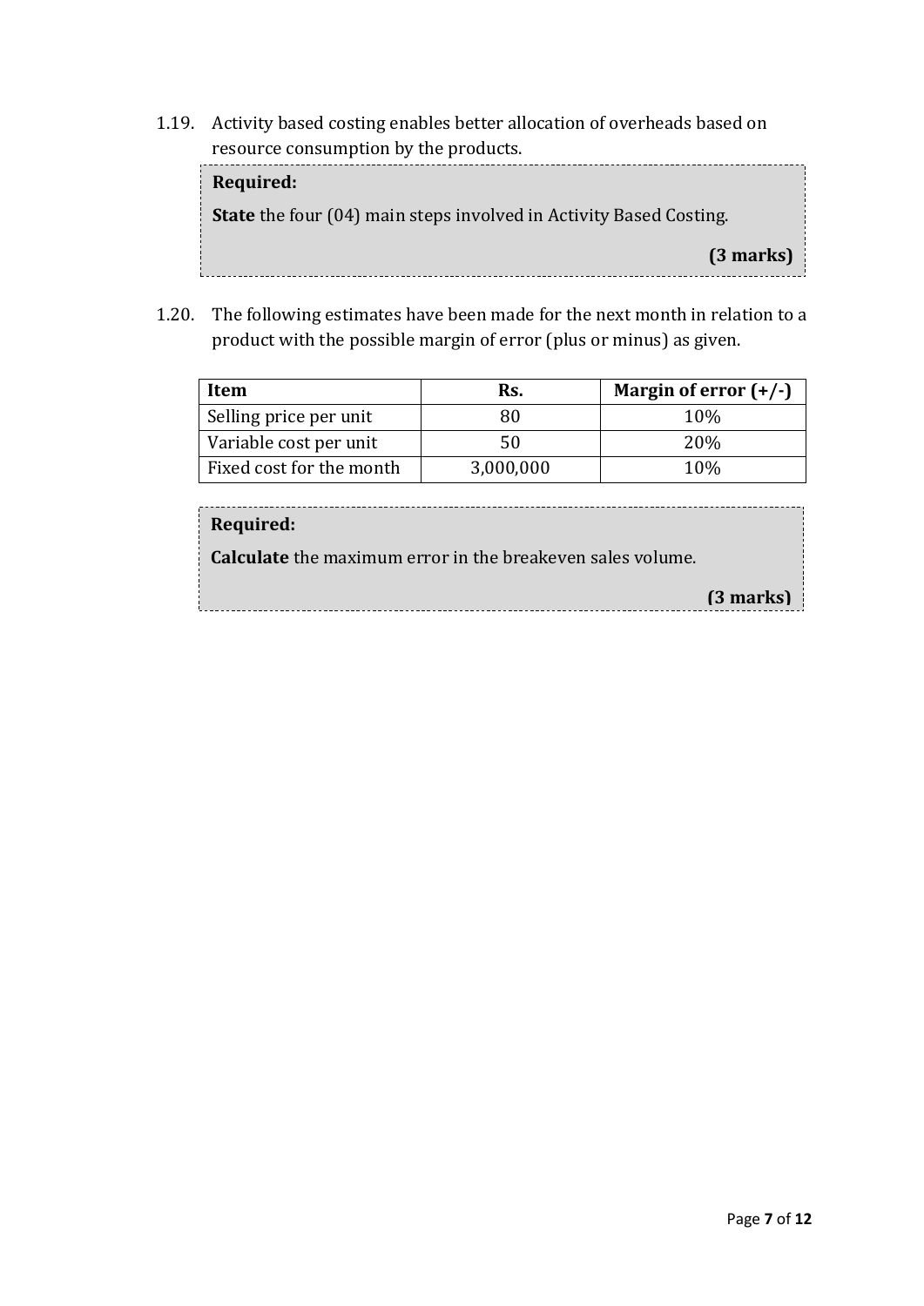1.19. Activity based costing enables better allocation of overheads based on resource consumption by the products.

> **Required:**
>
> **State** the four (04) main steps involved in Activity Based Costing.
>
> **(3 marks)**

1.20. The following estimates have been made for the next month in relation to a product with the possible margin of error (plus or minus) as given.

| Item | Rs. | Margin of error (+/-) |
|---|---|---|
| Selling price per unit | 80 | 10% |
| Variable cost per unit | 50 | 20% |
| Fixed cost for the month | 3,000,000 | 10% |

> **Required:**
>
> **Calculate** the maximum error in the breakeven sales volume.
>
> **(3 marks)**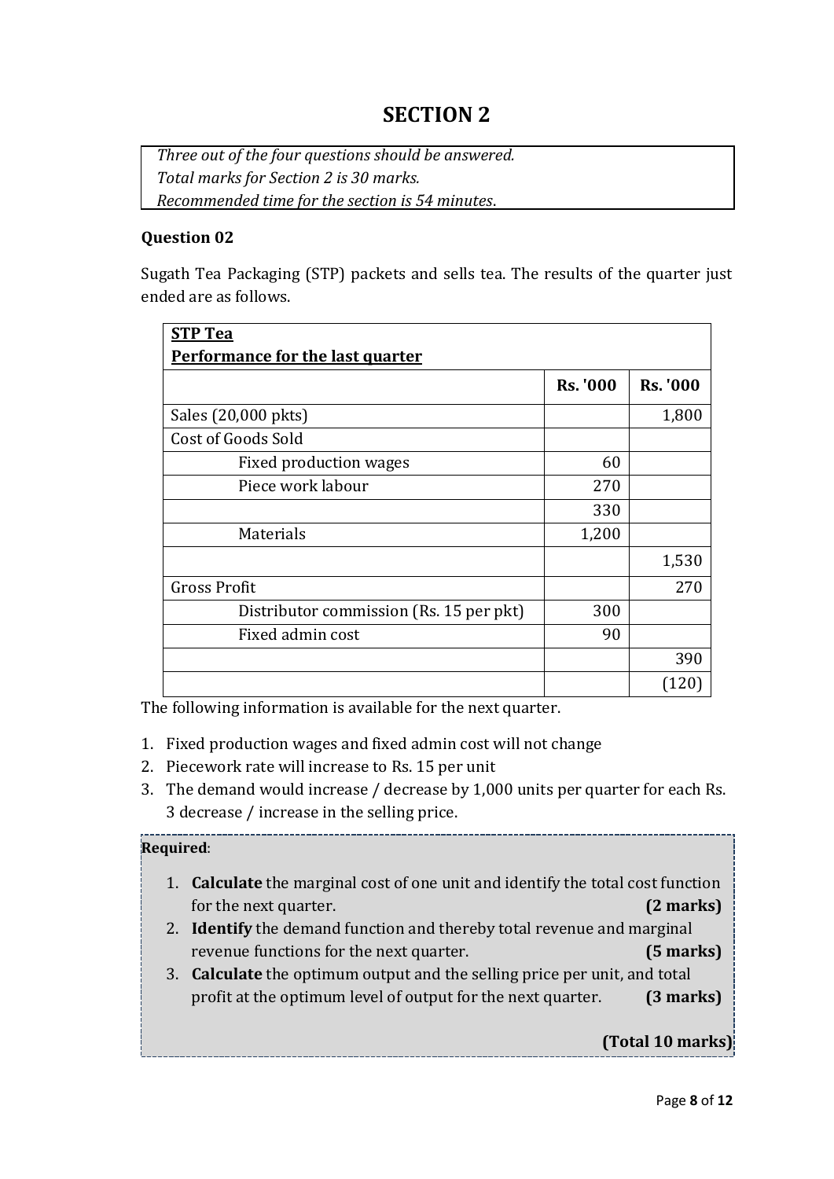# SECTION 2

*Three out of the four questions should be answered.*
*Total marks for Section 2 is 30 marks.*
*Recommended time for the section is 54 minutes.*

**Question 02**

Sugath Tea Packaging (STP) packets and sells tea. The results of the quarter just ended are as follows.

| **STP Tea** **Performance for the last quarter** | | |
|---|---|---|
| | **Rs. '000** | **Rs. '000** |
| Sales (20,000 pkts) | | 1,800 |
| Cost of Goods Sold | | |
| Fixed production wages | 60 | |
| Piece work labour | 270 | |
| | 330 | |
| Materials | 1,200 | |
| | | 1,530 |
| Gross Profit | | 270 |
| Distributor commission (Rs. 15 per pkt) | 300 | |
| Fixed admin cost | 90 | |
| | | 390 |
| | | (120) |

The following information is available for the next quarter.

1. Fixed production wages and fixed admin cost will not change
2. Piecework rate will increase to Rs. 15 per unit
3. The demand would increase / decrease by 1,000 units per quarter for each Rs. 3 decrease / increase in the selling price.

**Required**:

1. **Calculate** the marginal cost of one unit and identify the total cost function for the next quarter. **(2 marks)**
2. **Identify** the demand function and thereby total revenue and marginal revenue functions for the next quarter. **(5 marks)**
3. **Calculate** the optimum output and the selling price per unit, and total profit at the optimum level of output for the next quarter. **(3 marks)**

**(Total 10 marks)**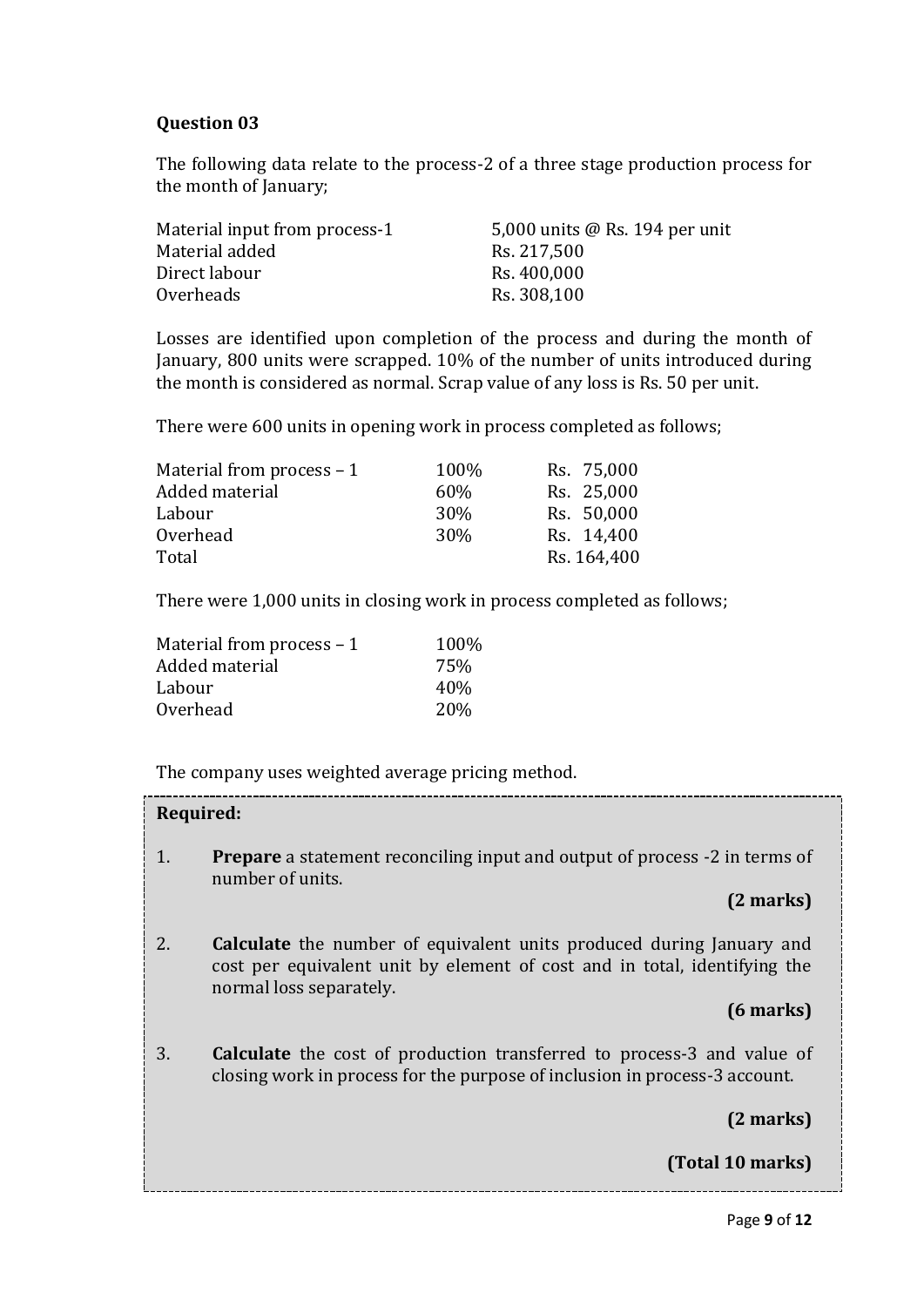**Question 03**

The following data relate to the process-2 of a three stage production process for the month of January;

| | |
|---|---|
| Material input from process-1 | 5,000 units @ Rs. 194 per unit |
| Material added | Rs. 217,500 |
| Direct labour | Rs. 400,000 |
| Overheads | Rs. 308,100 |

Losses are identified upon completion of the process and during the month of January, 800 units were scrapped. 10% of the number of units introduced during the month is considered as normal. Scrap value of any loss is Rs. 50 per unit.

There were 600 units in opening work in process completed as follows;

| | | |
|---|---|---|
| Material from process – 1 | 100% | Rs. 75,000 |
| Added material | 60% | Rs. 25,000 |
| Labour | 30% | Rs. 50,000 |
| Overhead | 30% | Rs. 14,400 |
| Total | | Rs. 164,400 |

There were 1,000 units in closing work in process completed as follows;

| | |
|---|---|
| Material from process – 1 | 100% |
| Added material | 75% |
| Labour | 40% |
| Overhead | 20% |

The company uses weighted average pricing method.

**Required:**

1. **Prepare** a statement reconciling input and output of process -2 in terms of number of units.

   **(2 marks)**

2. **Calculate** the number of equivalent units produced during January and cost per equivalent unit by element of cost and in total, identifying the normal loss separately.

   **(6 marks)**

3. **Calculate** the cost of production transferred to process-3 and value of closing work in process for the purpose of inclusion in process-3 account.

   **(2 marks)**

   **(Total 10 marks)**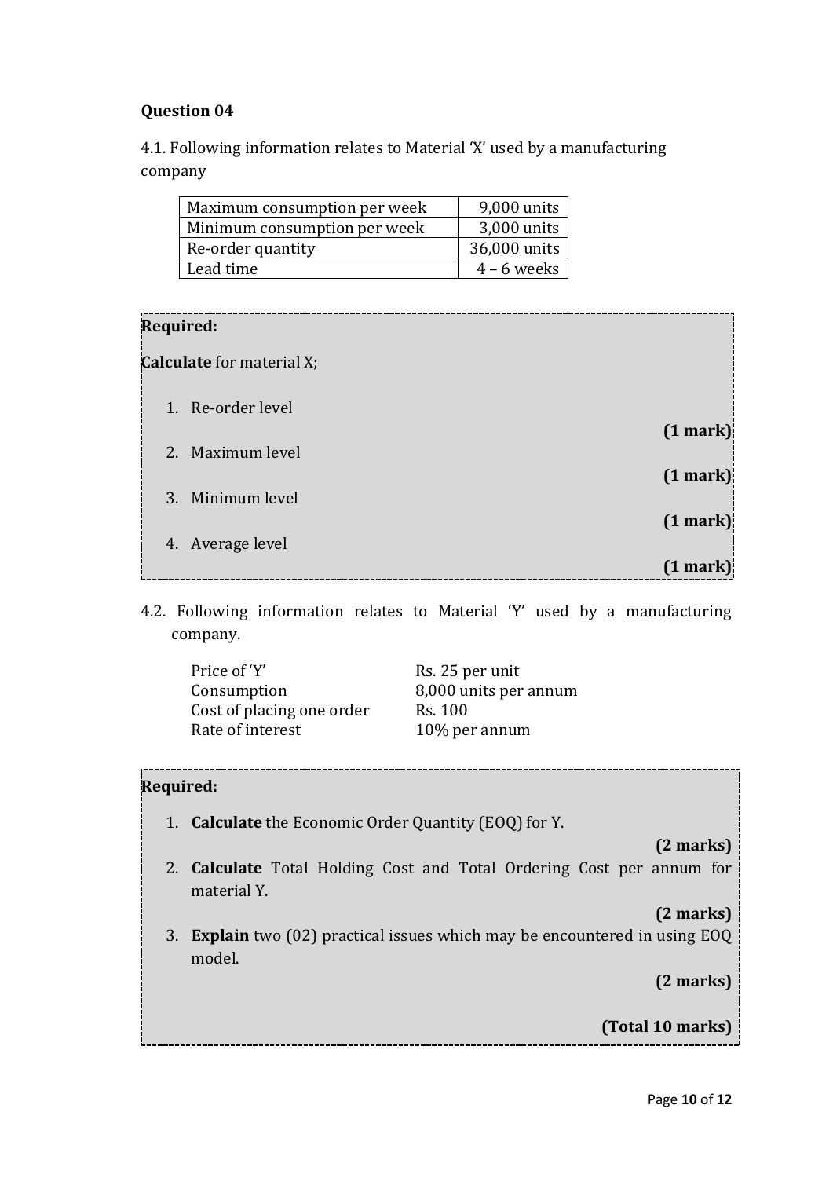**Question 04**

4.1. Following information relates to Material 'X' used by a manufacturing company

| | |
|---|---|
| Maximum consumption per week | 9,000 units |
| Minimum consumption per week | 3,000 units |
| Re-order quantity | 36,000 units |
| Lead time | 4 – 6 weeks |

**Required:**

**Calculate** for material X;

1. Re-order level
   **(1 mark)**
2. Maximum level
   **(1 mark)**
3. Minimum level
   **(1 mark)**
4. Average level
   **(1 mark)**

4.2. Following information relates to Material 'Y' used by a manufacturing company.

| | |
|---|---|
| Price of 'Y' | Rs. 25 per unit |
| Consumption | 8,000 units per annum |
| Cost of placing one order | Rs. 100 |
| Rate of interest | 10% per annum |

**Required:**

1. **Calculate** the Economic Order Quantity (EOQ) for Y.
   **(2 marks)**
2. **Calculate** Total Holding Cost and Total Ordering Cost per annum for material Y.
   **(2 marks)**
3. **Explain** two (02) practical issues which may be encountered in using EOQ model.
   **(2 marks)**

**(Total 10 marks)**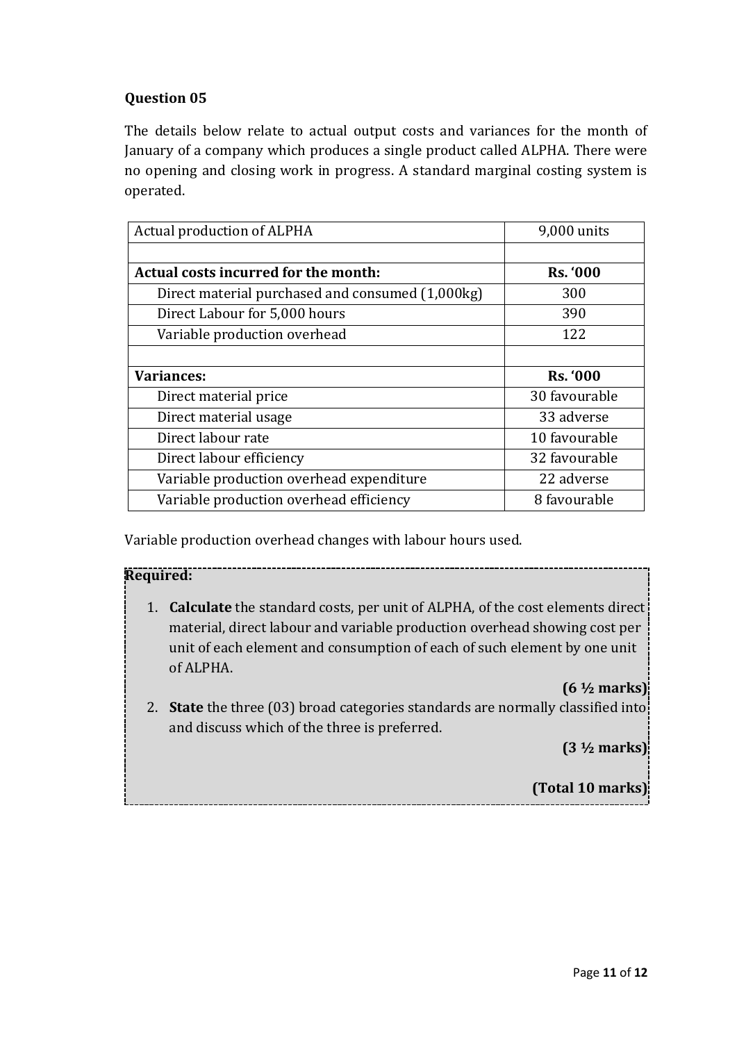**Question 05**

The details below relate to actual output costs and variances for the month of January of a company which produces a single product called ALPHA. There were no opening and closing work in progress. A standard marginal costing system is operated.

| Actual production of ALPHA | 9,000 units |
|---|---|
| | |
| **Actual costs incurred for the month:** | **Rs. '000** |
| Direct material purchased and consumed (1,000kg) | 300 |
| Direct Labour for 5,000 hours | 390 |
| Variable production overhead | 122 |
| | |
| **Variances:** | **Rs. '000** |
| Direct material price | 30 favourable |
| Direct material usage | 33 adverse |
| Direct labour rate | 10 favourable |
| Direct labour efficiency | 32 favourable |
| Variable production overhead expenditure | 22 adverse |
| Variable production overhead efficiency | 8 favourable |

Variable production overhead changes with labour hours used.

**Required:**

1. **Calculate** the standard costs, per unit of ALPHA, of the cost elements direct material, direct labour and variable production overhead showing cost per unit of each element and consumption of each of such element by one unit of ALPHA.

   **(6 ½ marks)**

2. **State** the three (03) broad categories standards are normally classified into and discuss which of the three is preferred.

   **(3 ½ marks)**

**(Total 10 marks)**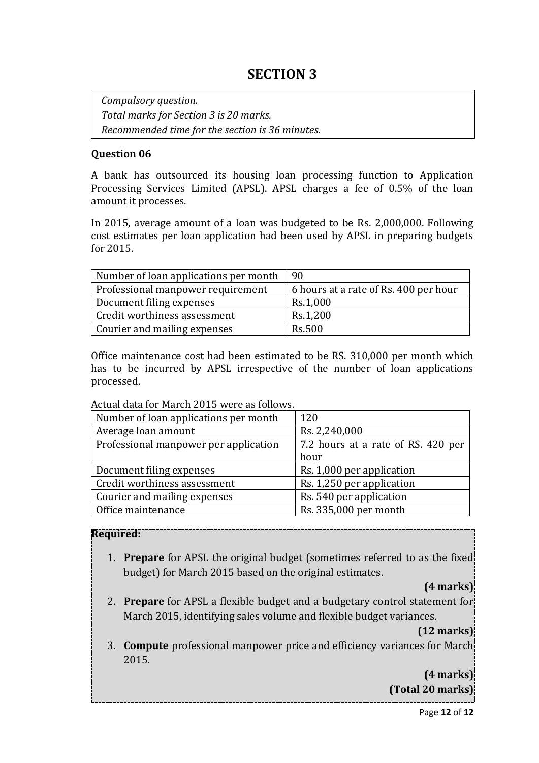# SECTION 3

*Compulsory question.*
*Total marks for Section 3 is 20 marks.*
*Recommended time for the section is 36 minutes.*

### Question 06

A bank has outsourced its housing loan processing function to Application Processing Services Limited (APSL). APSL charges a fee of 0.5% of the loan amount it processes.

In 2015, average amount of a loan was budgeted to be Rs. 2,000,000. Following cost estimates per loan application had been used by APSL in preparing budgets for 2015.

| | |
|---|---|
| Number of loan applications per month | 90 |
| Professional manpower requirement | 6 hours at a rate of Rs. 400 per hour |
| Document filing expenses | Rs.1,000 |
| Credit worthiness assessment | Rs.1,200 |
| Courier and mailing expenses | Rs.500 |

Office maintenance cost had been estimated to be RS. 310,000 per month which has to be incurred by APSL irrespective of the number of loan applications processed.

Actual data for March 2015 were as follows.

| | |
|---|---|
| Number of loan applications per month | 120 |
| Average loan amount | Rs. 2,240,000 |
| Professional manpower per application | 7.2 hours at a rate of RS. 420 per hour |
| Document filing expenses | Rs. 1,000 per application |
| Credit worthiness assessment | Rs. 1,250 per application |
| Courier and mailing expenses | Rs. 540 per application |
| Office maintenance | Rs. 335,000 per month |

**Required:**

1. **Prepare** for APSL the original budget (sometimes referred to as the fixed budget) for March 2015 based on the original estimates.

   **(4 marks)**

2. **Prepare** for APSL a flexible budget and a budgetary control statement for March 2015, identifying sales volume and flexible budget variances.

   **(12 marks)**

3. **Compute** professional manpower price and efficiency variances for March 2015.

   **(4 marks)**

**(Total 20 marks)**